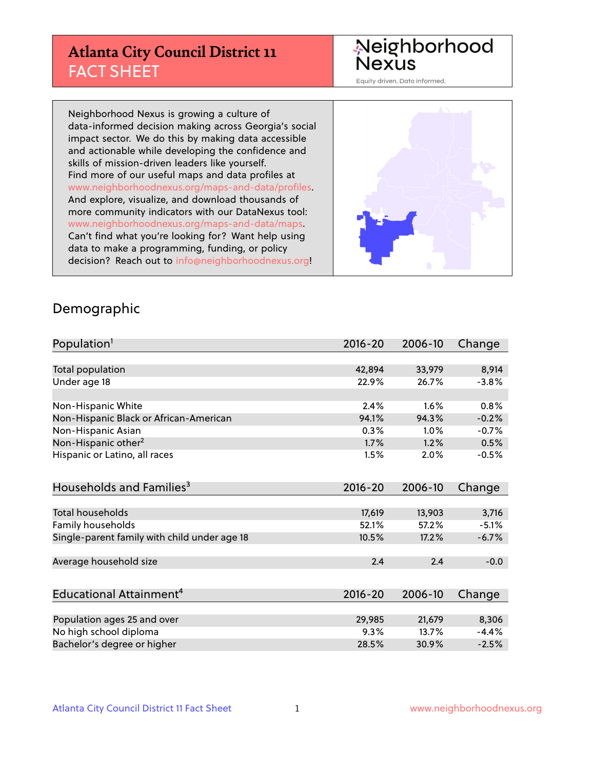# Atlanta City Council District 11
## FACT SHEET

Neighborhood Nexus

Equity driven. Data informed.

Neighborhood Nexus is growing a culture of data-informed decision making across Georgia's social impact sector. We do this by making data accessible and actionable while developing the confidence and skills of mission-driven leaders like yourself. Find more of our useful maps and data profiles at www.neighborhoodnexus.org/maps-and-data/profiles. And explore, visualize, and download thousands of more community indicators with our DataNexus tool: www.neighborhoodnexus.org/maps-and-data/maps. Can't find what you're looking for? Want help using data to make a programming, funding, or policy decision? Reach out to info@neighborhoodnexus.org!

## Demographic

| Population[1] | 2016-20 | 2006-10 | Change |
|---|---|---|---|
| Total population | 42,894 | 33,979 | 8,914 |
| Under age 18 | 22.9% | 26.7% | -3.8% |
| | | | |
| Non-Hispanic White | 2.4% | 1.6% | 0.8% |
| Non-Hispanic Black or African-American | 94.1% | 94.3% | -0.2% |
| Non-Hispanic Asian | 0.3% | 1.0% | -0.7% |
| Non-Hispanic other[2] | 1.7% | 1.2% | 0.5% |
| Hispanic or Latino, all races | 1.5% | 2.0% | -0.5% |

| Households and Families[3] | 2016-20 | 2006-10 | Change |
|---|---|---|---|
| Total households | 17,619 | 13,903 | 3,716 |
| Family households | 52.1% | 57.2% | -5.1% |
| Single-parent family with child under age 18 | 10.5% | 17.2% | -6.7% |
| | | | |
| Average household size | 2.4 | 2.4 | -0.0 |

| Educational Attainment[4] | 2016-20 | 2006-10 | Change |
|---|---|---|---|
| Population ages 25 and over | 29,985 | 21,679 | 8,306 |
| No high school diploma | 9.3% | 13.7% | -4.4% |
| Bachelor's degree or higher | 28.5% | 30.9% | -2.5% |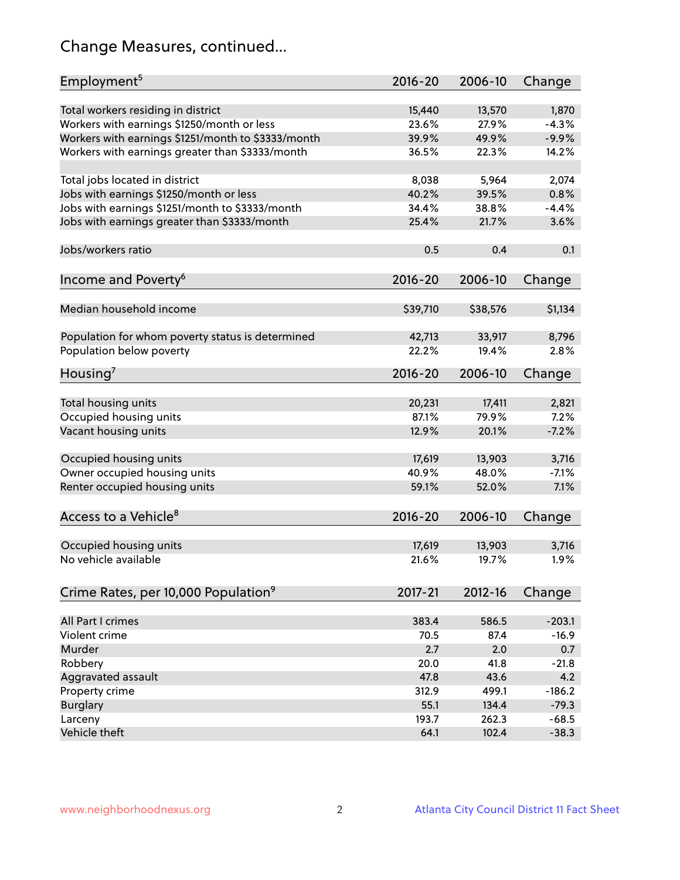## Change Measures, continued...

| Employment[5] | 2016-20 | 2006-10 | Change |
|---|---|---|---|
| Total workers residing in district | 15,440 | 13,570 | 1,870 |
| Workers with earnings $1250/month or less | 23.6% | 27.9% | -4.3% |
| Workers with earnings $1251/month to $3333/month | 39.9% | 49.9% | -9.9% |
| Workers with earnings greater than $3333/month | 36.5% | 22.3% | 14.2% |
| Total jobs located in district | 8,038 | 5,964 | 2,074 |
| Jobs with earnings $1250/month or less | 40.2% | 39.5% | 0.8% |
| Jobs with earnings $1251/month to $3333/month | 34.4% | 38.8% | -4.4% |
| Jobs with earnings greater than $3333/month | 25.4% | 21.7% | 3.6% |
| Jobs/workers ratio | 0.5 | 0.4 | 0.1 |

| Income and Poverty[6] | 2016-20 | 2006-10 | Change |
|---|---|---|---|
| Median household income | $39,710 | $38,576 | $1,134 |
| Population for whom poverty status is determined | 42,713 | 33,917 | 8,796 |
| Population below poverty | 22.2% | 19.4% | 2.8% |

| Housing[7] | 2016-20 | 2006-10 | Change |
|---|---|---|---|
| Total housing units | 20,231 | 17,411 | 2,821 |
| Occupied housing units | 87.1% | 79.9% | 7.2% |
| Vacant housing units | 12.9% | 20.1% | -7.2% |
| Occupied housing units | 17,619 | 13,903 | 3,716 |
| Owner occupied housing units | 40.9% | 48.0% | -7.1% |
| Renter occupied housing units | 59.1% | 52.0% | 7.1% |

| Access to a Vehicle[8] | 2016-20 | 2006-10 | Change |
|---|---|---|---|
| Occupied housing units | 17,619 | 13,903 | 3,716 |
| No vehicle available | 21.6% | 19.7% | 1.9% |

| Crime Rates, per 10,000 Population[9] | 2017-21 | 2012-16 | Change |
|---|---|---|---|
| All Part I crimes | 383.4 | 586.5 | -203.1 |
| Violent crime | 70.5 | 87.4 | -16.9 |
| Murder | 2.7 | 2.0 | 0.7 |
| Robbery | 20.0 | 41.8 | -21.8 |
| Aggravated assault | 47.8 | 43.6 | 4.2 |
| Property crime | 312.9 | 499.1 | -186.2 |
| Burglary | 55.1 | 134.4 | -79.3 |
| Larceny | 193.7 | 262.3 | -68.5 |
| Vehicle theft | 64.1 | 102.4 | -38.3 |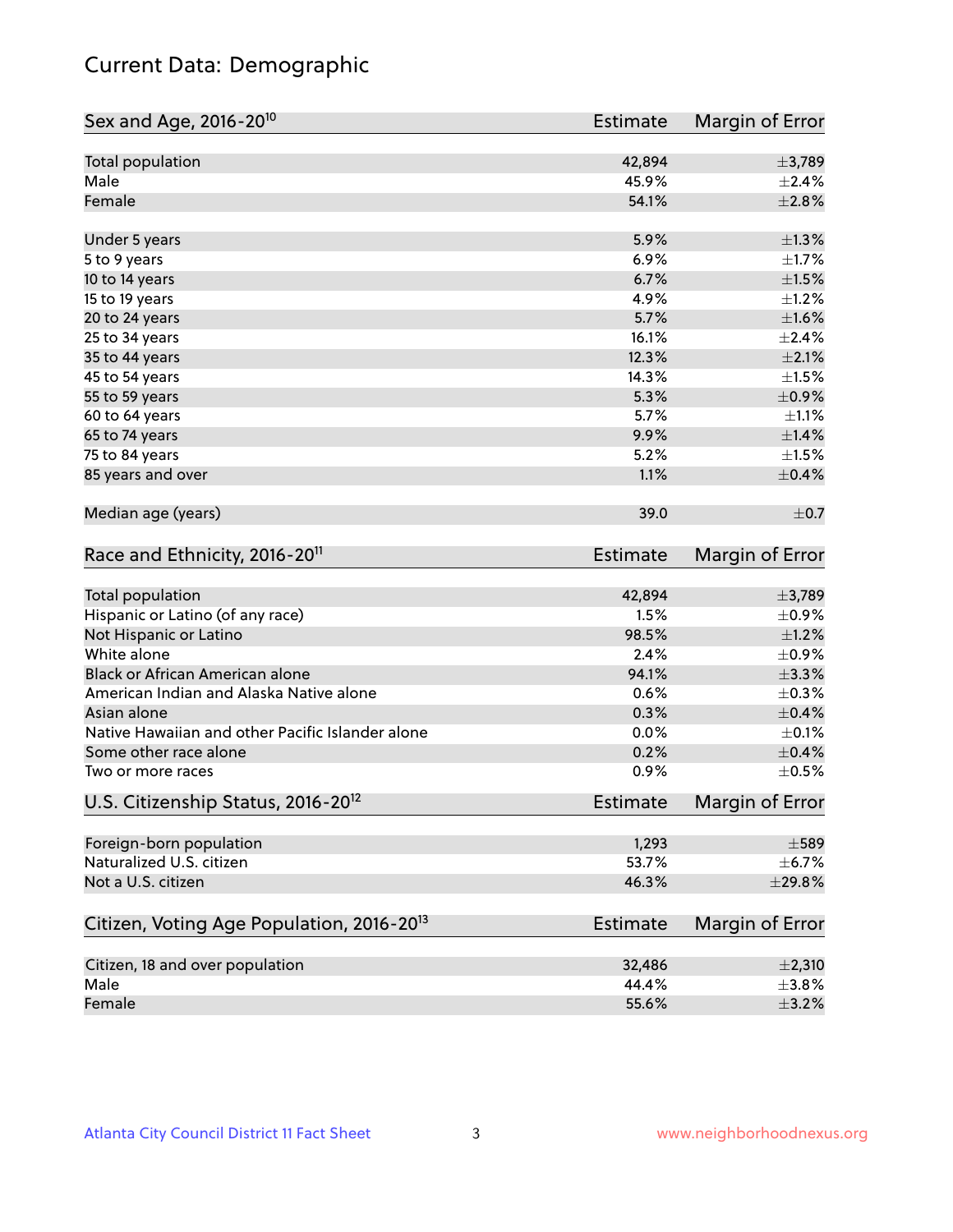# Current Data: Demographic

| Sex and Age, 2016-20[10] | Estimate | Margin of Error |
|---|---|---|
| Total population | 42,894 | ±3,789 |
| Male | 45.9% | ±2.4% |
| Female | 54.1% | ±2.8% |
| | | |
| Under 5 years | 5.9% | ±1.3% |
| 5 to 9 years | 6.9% | ±1.7% |
| 10 to 14 years | 6.7% | ±1.5% |
| 15 to 19 years | 4.9% | ±1.2% |
| 20 to 24 years | 5.7% | ±1.6% |
| 25 to 34 years | 16.1% | ±2.4% |
| 35 to 44 years | 12.3% | ±2.1% |
| 45 to 54 years | 14.3% | ±1.5% |
| 55 to 59 years | 5.3% | ±0.9% |
| 60 to 64 years | 5.7% | ±1.1% |
| 65 to 74 years | 9.9% | ±1.4% |
| 75 to 84 years | 5.2% | ±1.5% |
| 85 years and over | 1.1% | ±0.4% |
| | | |
| Median age (years) | 39.0 | ±0.7 |

| Race and Ethnicity, 2016-20[11] | Estimate | Margin of Error |
|---|---|---|
| Total population | 42,894 | ±3,789 |
| Hispanic or Latino (of any race) | 1.5% | ±0.9% |
| Not Hispanic or Latino | 98.5% | ±1.2% |
| White alone | 2.4% | ±0.9% |
| Black or African American alone | 94.1% | ±3.3% |
| American Indian and Alaska Native alone | 0.6% | ±0.3% |
| Asian alone | 0.3% | ±0.4% |
| Native Hawaiian and other Pacific Islander alone | 0.0% | ±0.1% |
| Some other race alone | 0.2% | ±0.4% |
| Two or more races | 0.9% | ±0.5% |

| U.S. Citizenship Status, 2016-20[12] | Estimate | Margin of Error |
|---|---|---|
| Foreign-born population | 1,293 | ±589 |
| Naturalized U.S. citizen | 53.7% | ±6.7% |
| Not a U.S. citizen | 46.3% | ±29.8% |

| Citizen, Voting Age Population, 2016-20[13] | Estimate | Margin of Error |
|---|---|---|
| Citizen, 18 and over population | 32,486 | ±2,310 |
| Male | 44.4% | ±3.8% |
| Female | 55.6% | ±3.2% |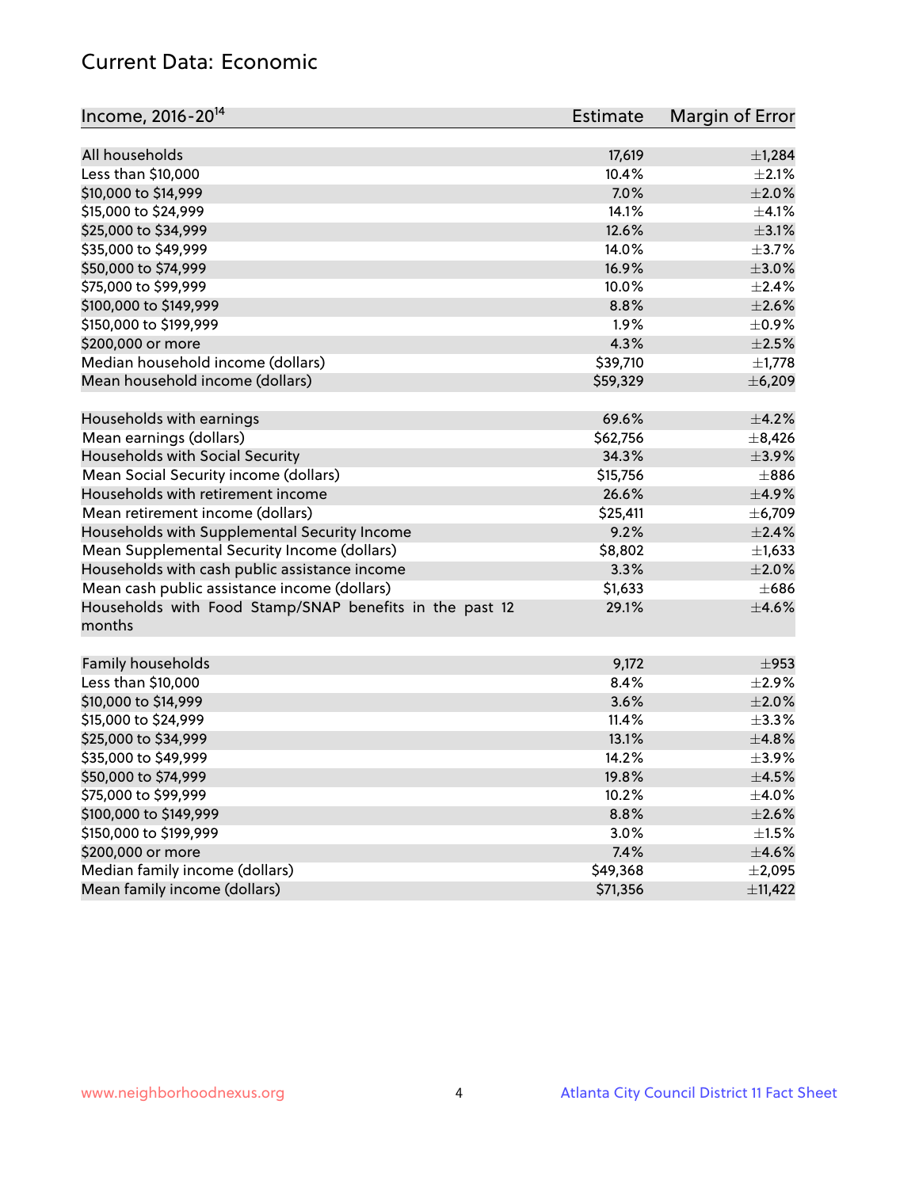## Current Data: Economic

| Income, 2016-20[14] | Estimate | Margin of Error |
|---|---|---|
| All households | 17,619 | ±1,284 |
| Less than $10,000 | 10.4% | ±2.1% |
| $10,000 to $14,999 | 7.0% | ±2.0% |
| $15,000 to $24,999 | 14.1% | ±4.1% |
| $25,000 to $34,999 | 12.6% | ±3.1% |
| $35,000 to $49,999 | 14.0% | ±3.7% |
| $50,000 to $74,999 | 16.9% | ±3.0% |
| $75,000 to $99,999 | 10.0% | ±2.4% |
| $100,000 to $149,999 | 8.8% | ±2.6% |
| $150,000 to $199,999 | 1.9% | ±0.9% |
| $200,000 or more | 4.3% | ±2.5% |
| Median household income (dollars) | $39,710 | ±1,778 |
| Mean household income (dollars) | $59,329 | ±6,209 |
| | | |
| Households with earnings | 69.6% | ±4.2% |
| Mean earnings (dollars) | $62,756 | ±8,426 |
| Households with Social Security | 34.3% | ±3.9% |
| Mean Social Security income (dollars) | $15,756 | ±886 |
| Households with retirement income | 26.6% | ±4.9% |
| Mean retirement income (dollars) | $25,411 | ±6,709 |
| Households with Supplemental Security Income | 9.2% | ±2.4% |
| Mean Supplemental Security Income (dollars) | $8,802 | ±1,633 |
| Households with cash public assistance income | 3.3% | ±2.0% |
| Mean cash public assistance income (dollars) | $1,633 | ±686 |
| Households with Food Stamp/SNAP benefits in the past 12 months | 29.1% | ±4.6% |
| | | |
| Family households | 9,172 | ±953 |
| Less than $10,000 | 8.4% | ±2.9% |
| $10,000 to $14,999 | 3.6% | ±2.0% |
| $15,000 to $24,999 | 11.4% | ±3.3% |
| $25,000 to $34,999 | 13.1% | ±4.8% |
| $35,000 to $49,999 | 14.2% | ±3.9% |
| $50,000 to $74,999 | 19.8% | ±4.5% |
| $75,000 to $99,999 | 10.2% | ±4.0% |
| $100,000 to $149,999 | 8.8% | ±2.6% |
| $150,000 to $199,999 | 3.0% | ±1.5% |
| $200,000 or more | 7.4% | ±4.6% |
| Median family income (dollars) | $49,368 | ±2,095 |
| Mean family income (dollars) | $71,356 | ±11,422 |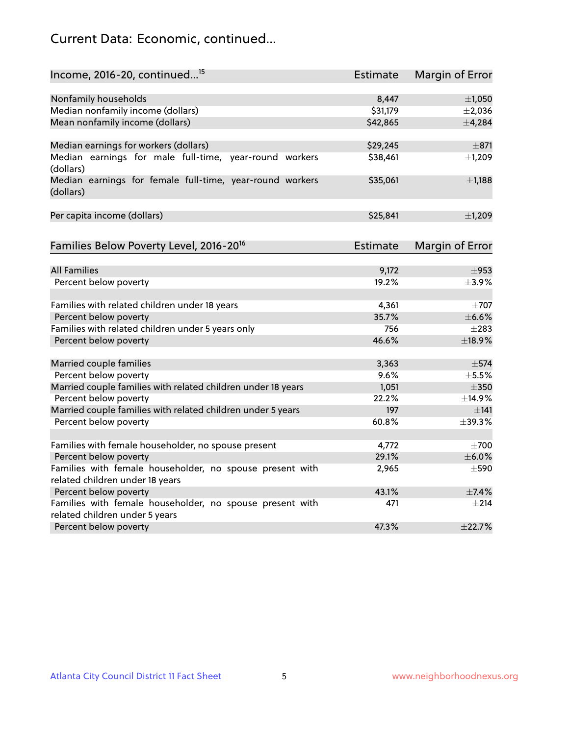# Current Data: Economic, continued...

| Income, 2016-20, continued...[15] | Estimate | Margin of Error |
|---|---|---|
| Nonfamily households | 8,447 | ±1,050 |
| Median nonfamily income (dollars) | $31,179 | ±2,036 |
| Mean nonfamily income (dollars) | $42,865 | ±4,284 |
| Median earnings for workers (dollars) | $29,245 | ±871 |
| Median earnings for male full-time, year-round workers (dollars) | $38,461 | ±1,209 |
| Median earnings for female full-time, year-round workers (dollars) | $35,061 | ±1,188 |
| Per capita income (dollars) | $25,841 | ±1,209 |

| Families Below Poverty Level, 2016-20[16] | Estimate | Margin of Error |
|---|---|---|
| All Families | 9,172 | ±953 |
| Percent below poverty | 19.2% | ±3.9% |
| Families with related children under 18 years | 4,361 | ±707 |
| Percent below poverty | 35.7% | ±6.6% |
| Families with related children under 5 years only | 756 | ±283 |
| Percent below poverty | 46.6% | ±18.9% |
| Married couple families | 3,363 | ±574 |
| Percent below poverty | 9.6% | ±5.5% |
| Married couple families with related children under 18 years | 1,051 | ±350 |
| Percent below poverty | 22.2% | ±14.9% |
| Married couple families with related children under 5 years | 197 | ±141 |
| Percent below poverty | 60.8% | ±39.3% |
| Families with female householder, no spouse present | 4,772 | ±700 |
| Percent below poverty | 29.1% | ±6.0% |
| Families with female householder, no spouse present with related children under 18 years | 2,965 | ±590 |
| Percent below poverty | 43.1% | ±7.4% |
| Families with female householder, no spouse present with related children under 5 years | 471 | ±214 |
| Percent below poverty | 47.3% | ±22.7% |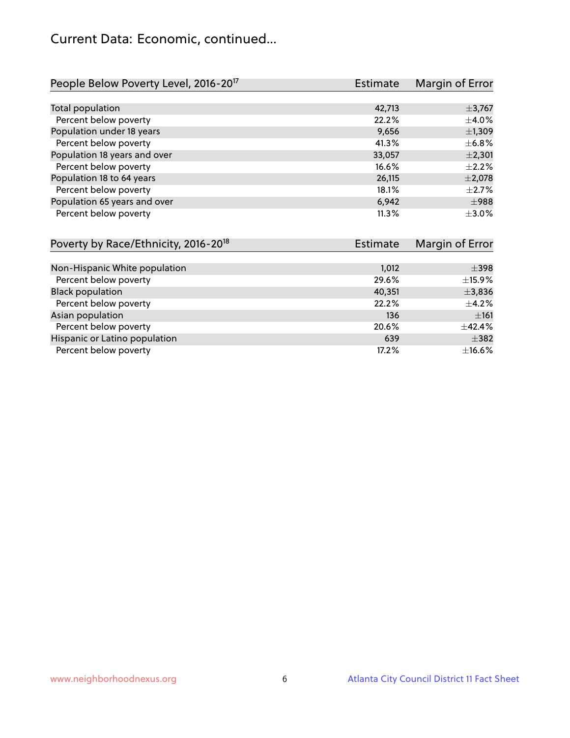# Current Data: Economic, continued...

| People Below Poverty Level, 2016-20[17] | Estimate | Margin of Error |
|---|---|---|
| Total population | 42,713 | ±3,767 |
| Percent below poverty | 22.2% | ±4.0% |
| Population under 18 years | 9,656 | ±1,309 |
| Percent below poverty | 41.3% | ±6.8% |
| Population 18 years and over | 33,057 | ±2,301 |
| Percent below poverty | 16.6% | ±2.2% |
| Population 18 to 64 years | 26,115 | ±2,078 |
| Percent below poverty | 18.1% | ±2.7% |
| Population 65 years and over | 6,942 | ±988 |
| Percent below poverty | 11.3% | ±3.0% |

| Poverty by Race/Ethnicity, 2016-20[18] | Estimate | Margin of Error |
|---|---|---|
| Non-Hispanic White population | 1,012 | ±398 |
| Percent below poverty | 29.6% | ±15.9% |
| Black population | 40,351 | ±3,836 |
| Percent below poverty | 22.2% | ±4.2% |
| Asian population | 136 | ±161 |
| Percent below poverty | 20.6% | ±42.4% |
| Hispanic or Latino population | 639 | ±382 |
| Percent below poverty | 17.2% | ±16.6% |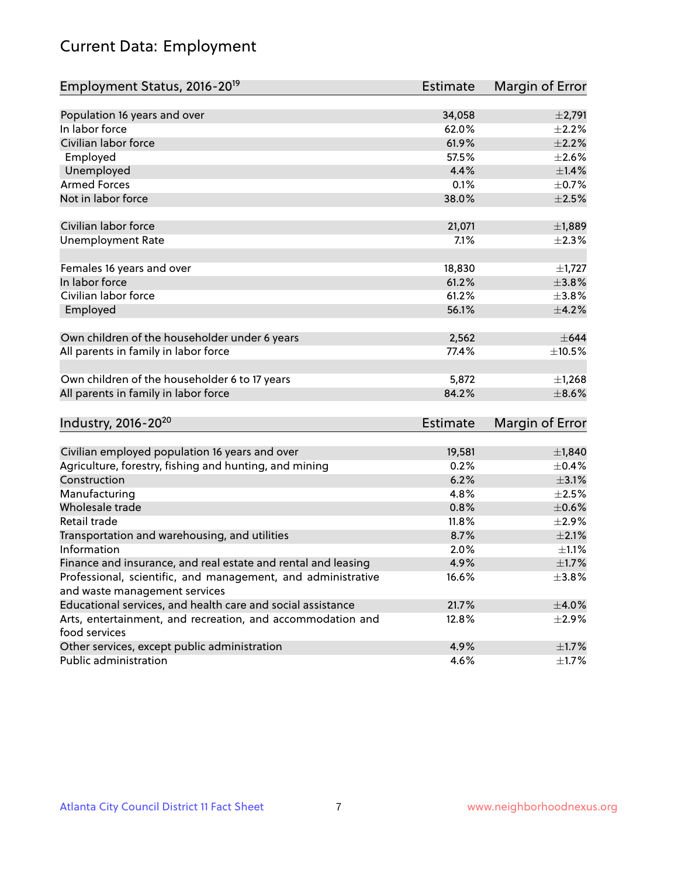# Current Data: Employment

| Employment Status, 2016-20[19] | Estimate | Margin of Error |
| --- | --- | --- |
| Population 16 years and over | 34,058 | ±2,791 |
| In labor force | 62.0% | ±2.2% |
| Civilian labor force | 61.9% | ±2.2% |
| Employed | 57.5% | ±2.6% |
| Unemployed | 4.4% | ±1.4% |
| Armed Forces | 0.1% | ±0.7% |
| Not in labor force | 38.0% | ±2.5% |
| | | |
| Civilian labor force | 21,071 | ±1,889 |
| Unemployment Rate | 7.1% | ±2.3% |
| | | |
| Females 16 years and over | 18,830 | ±1,727 |
| In labor force | 61.2% | ±3.8% |
| Civilian labor force | 61.2% | ±3.8% |
| Employed | 56.1% | ±4.2% |
| | | |
| Own children of the householder under 6 years | 2,562 | ±644 |
| All parents in family in labor force | 77.4% | ±10.5% |
| | | |
| Own children of the householder 6 to 17 years | 5,872 | ±1,268 |
| All parents in family in labor force | 84.2% | ±8.6% |

| Industry, 2016-20[20] | Estimate | Margin of Error |
| --- | --- | --- |
| Civilian employed population 16 years and over | 19,581 | ±1,840 |
| Agriculture, forestry, fishing and hunting, and mining | 0.2% | ±0.4% |
| Construction | 6.2% | ±3.1% |
| Manufacturing | 4.8% | ±2.5% |
| Wholesale trade | 0.8% | ±0.6% |
| Retail trade | 11.8% | ±2.9% |
| Transportation and warehousing, and utilities | 8.7% | ±2.1% |
| Information | 2.0% | ±1.1% |
| Finance and insurance, and real estate and rental and leasing | 4.9% | ±1.7% |
| Professional, scientific, and management, and administrative and waste management services | 16.6% | ±3.8% |
| Educational services, and health care and social assistance | 21.7% | ±4.0% |
| Arts, entertainment, and recreation, and accommodation and food services | 12.8% | ±2.9% |
| Other services, except public administration | 4.9% | ±1.7% |
| Public administration | 4.6% | ±1.7% |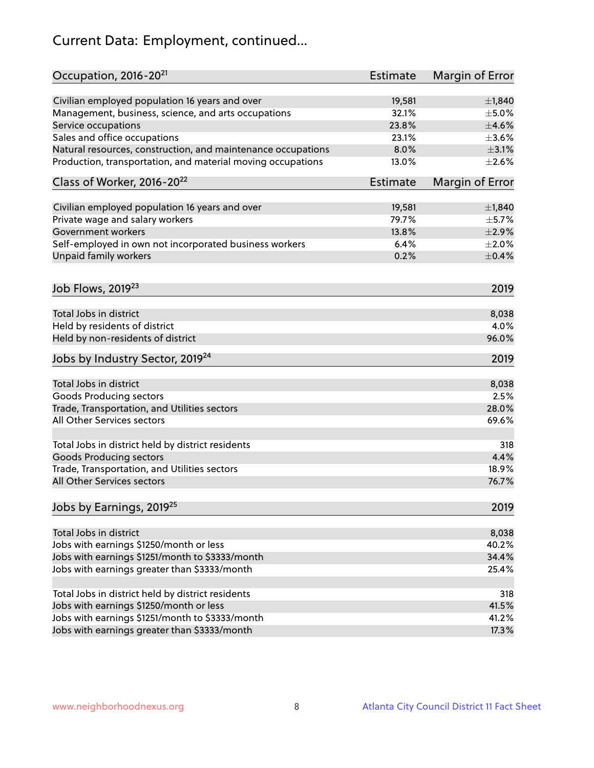# Current Data: Employment, continued...

| Occupation, 2016-20[21] | Estimate | Margin of Error |
|---|---|---|
| Civilian employed population 16 years and over | 19,581 | ±1,840 |
| Management, business, science, and arts occupations | 32.1% | ±5.0% |
| Service occupations | 23.8% | ±4.6% |
| Sales and office occupations | 23.1% | ±3.6% |
| Natural resources, construction, and maintenance occupations | 8.0% | ±3.1% |
| Production, transportation, and material moving occupations | 13.0% | ±2.6% |

| Class of Worker, 2016-20[22] | Estimate | Margin of Error |
|---|---|---|
| Civilian employed population 16 years and over | 19,581 | ±1,840 |
| Private wage and salary workers | 79.7% | ±5.7% |
| Government workers | 13.8% | ±2.9% |
| Self-employed in own not incorporated business workers | 6.4% | ±2.0% |
| Unpaid family workers | 0.2% | ±0.4% |

| Job Flows, 2019[23] | 2019 |
|---|---|
| Total Jobs in district | 8,038 |
| Held by residents of district | 4.0% |
| Held by non-residents of district | 96.0% |

| Jobs by Industry Sector, 2019[24] | 2019 |
|---|---|
| Total Jobs in district | 8,038 |
| Goods Producing sectors | 2.5% |
| Trade, Transportation, and Utilities sectors | 28.0% |
| All Other Services sectors | 69.6% |
| | |
| Total Jobs in district held by district residents | 318 |
| Goods Producing sectors | 4.4% |
| Trade, Transportation, and Utilities sectors | 18.9% |
| All Other Services sectors | 76.7% |

| Jobs by Earnings, 2019[25] | 2019 |
|---|---|
| Total Jobs in district | 8,038 |
| Jobs with earnings $1250/month or less | 40.2% |
| Jobs with earnings $1251/month to $3333/month | 34.4% |
| Jobs with earnings greater than $3333/month | 25.4% |
| | |
| Total Jobs in district held by district residents | 318 |
| Jobs with earnings $1250/month or less | 41.5% |
| Jobs with earnings $1251/month to $3333/month | 41.2% |
| Jobs with earnings greater than $3333/month | 17.3% |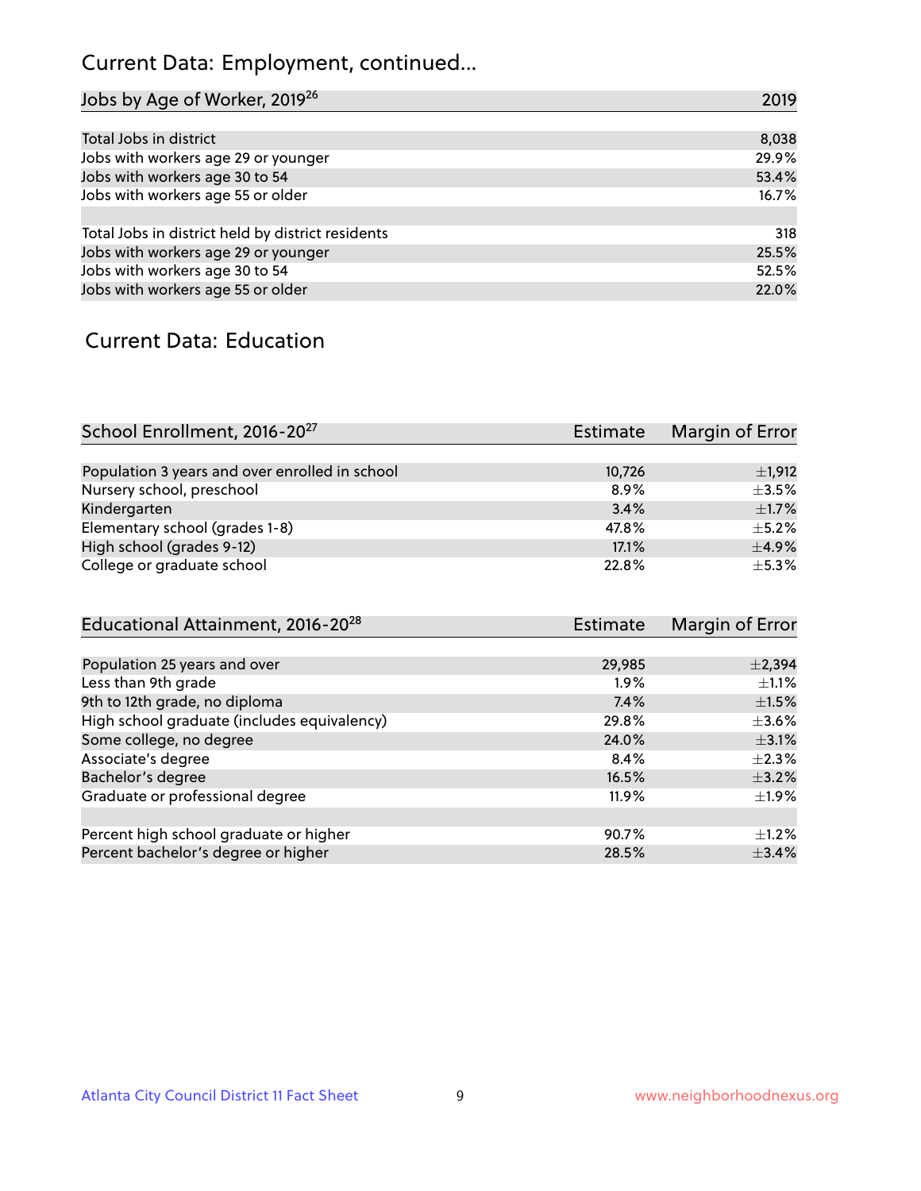# Current Data: Employment, continued...

| Jobs by Age of Worker, 2019[26] | 2019 |
| --- | --- |
| Total Jobs in district | 8,038 |
| Jobs with workers age 29 or younger | 29.9% |
| Jobs with workers age 30 to 54 | 53.4% |
| Jobs with workers age 55 or older | 16.7% |
| | |
| Total Jobs in district held by district residents | 318 |
| Jobs with workers age 29 or younger | 25.5% |
| Jobs with workers age 30 to 54 | 52.5% |
| Jobs with workers age 55 or older | 22.0% |

# Current Data: Education

| School Enrollment, 2016-20[27] | Estimate | Margin of Error |
| --- | --- | --- |
| Population 3 years and over enrolled in school | 10,726 | ±1,912 |
| Nursery school, preschool | 8.9% | ±3.5% |
| Kindergarten | 3.4% | ±1.7% |
| Elementary school (grades 1-8) | 47.8% | ±5.2% |
| High school (grades 9-12) | 17.1% | ±4.9% |
| College or graduate school | 22.8% | ±5.3% |

| Educational Attainment, 2016-20[28] | Estimate | Margin of Error |
| --- | --- | --- |
| Population 25 years and over | 29,985 | ±2,394 |
| Less than 9th grade | 1.9% | ±1.1% |
| 9th to 12th grade, no diploma | 7.4% | ±1.5% |
| High school graduate (includes equivalency) | 29.8% | ±3.6% |
| Some college, no degree | 24.0% | ±3.1% |
| Associate's degree | 8.4% | ±2.3% |
| Bachelor's degree | 16.5% | ±3.2% |
| Graduate or professional degree | 11.9% | ±1.9% |
| | | |
| Percent high school graduate or higher | 90.7% | ±1.2% |
| Percent bachelor's degree or higher | 28.5% | ±3.4% |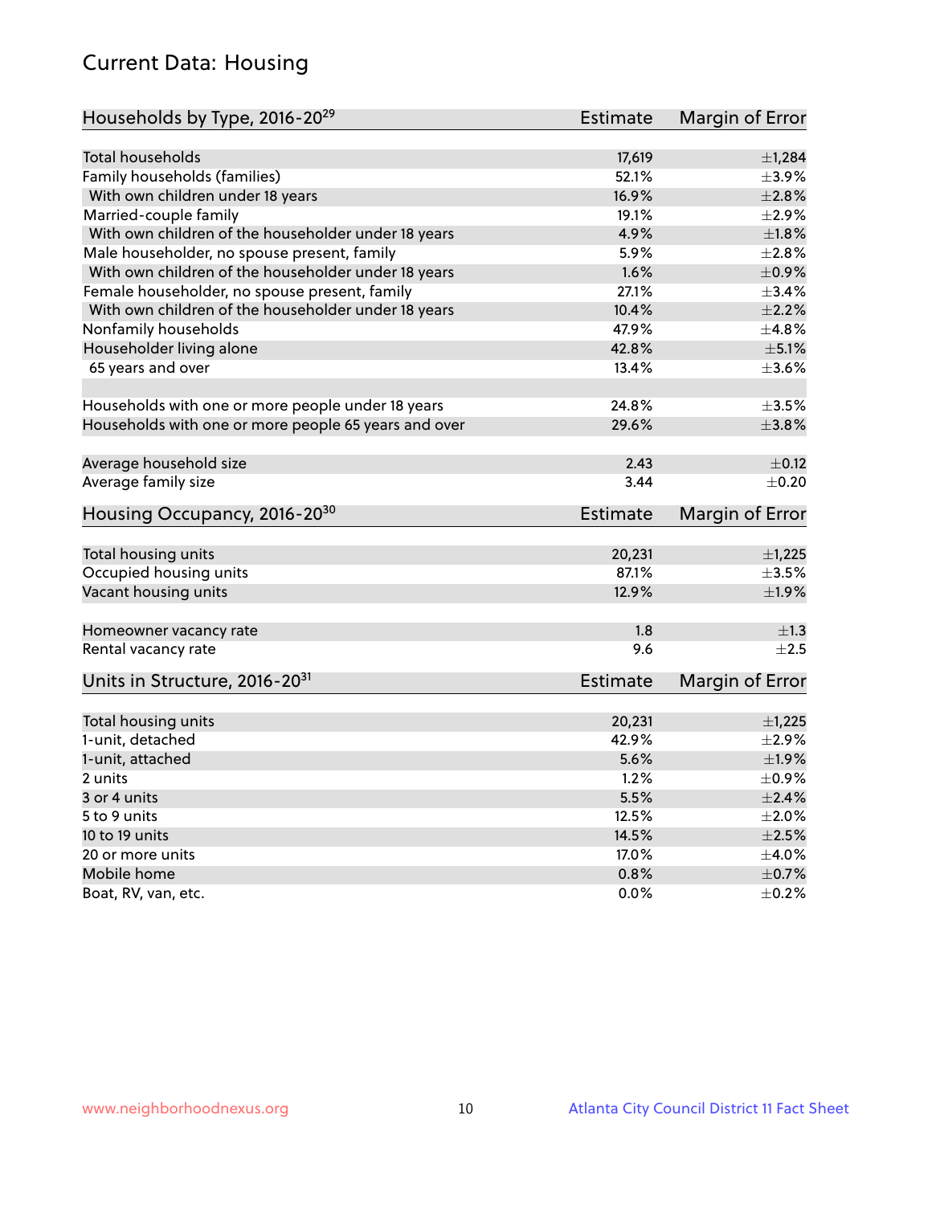# Current Data: Housing

| Households by Type, 2016-20[29] | Estimate | Margin of Error |
|---|---|---|
| Total households | 17,619 | ±1,284 |
| Family households (families) | 52.1% | ±3.9% |
| With own children under 18 years | 16.9% | ±2.8% |
| Married-couple family | 19.1% | ±2.9% |
| With own children of the householder under 18 years | 4.9% | ±1.8% |
| Male householder, no spouse present, family | 5.9% | ±2.8% |
| With own children of the householder under 18 years | 1.6% | ±0.9% |
| Female householder, no spouse present, family | 27.1% | ±3.4% |
| With own children of the householder under 18 years | 10.4% | ±2.2% |
| Nonfamily households | 47.9% | ±4.8% |
| Householder living alone | 42.8% | ±5.1% |
| 65 years and over | 13.4% | ±3.6% |
| | | |
| Households with one or more people under 18 years | 24.8% | ±3.5% |
| Households with one or more people 65 years and over | 29.6% | ±3.8% |
| | | |
| Average household size | 2.43 | ±0.12 |
| Average family size | 3.44 | ±0.20 |

| Housing Occupancy, 2016-20[30] | Estimate | Margin of Error |
|---|---|---|
| Total housing units | 20,231 | ±1,225 |
| Occupied housing units | 87.1% | ±3.5% |
| Vacant housing units | 12.9% | ±1.9% |
| | | |
| Homeowner vacancy rate | 1.8 | ±1.3 |
| Rental vacancy rate | 9.6 | ±2.5 |

| Units in Structure, 2016-20[31] | Estimate | Margin of Error |
|---|---|---|
| Total housing units | 20,231 | ±1,225 |
| 1-unit, detached | 42.9% | ±2.9% |
| 1-unit, attached | 5.6% | ±1.9% |
| 2 units | 1.2% | ±0.9% |
| 3 or 4 units | 5.5% | ±2.4% |
| 5 to 9 units | 12.5% | ±2.0% |
| 10 to 19 units | 14.5% | ±2.5% |
| 20 or more units | 17.0% | ±4.0% |
| Mobile home | 0.8% | ±0.7% |
| Boat, RV, van, etc. | 0.0% | ±0.2% |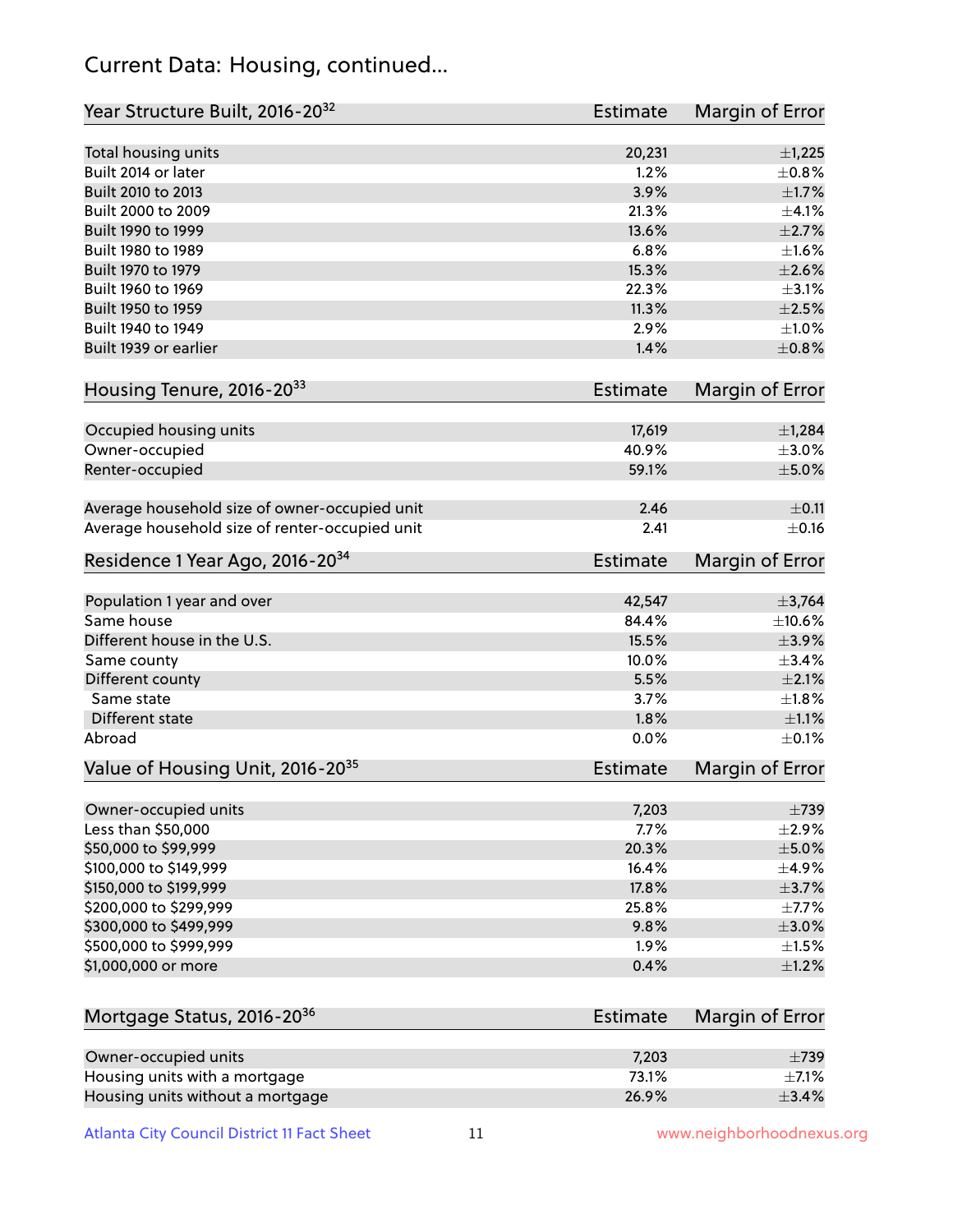# Current Data: Housing, continued...

| Year Structure Built, 2016-20[32] | Estimate | Margin of Error |
|---|---|---|
| Total housing units | 20,231 | ±1,225 |
| Built 2014 or later | 1.2% | ±0.8% |
| Built 2010 to 2013 | 3.9% | ±1.7% |
| Built 2000 to 2009 | 21.3% | ±4.1% |
| Built 1990 to 1999 | 13.6% | ±2.7% |
| Built 1980 to 1989 | 6.8% | ±1.6% |
| Built 1970 to 1979 | 15.3% | ±2.6% |
| Built 1960 to 1969 | 22.3% | ±3.1% |
| Built 1950 to 1959 | 11.3% | ±2.5% |
| Built 1940 to 1949 | 2.9% | ±1.0% |
| Built 1939 or earlier | 1.4% | ±0.8% |

| Housing Tenure, 2016-20[33] | Estimate | Margin of Error |
|---|---|---|
| Occupied housing units | 17,619 | ±1,284 |
| Owner-occupied | 40.9% | ±3.0% |
| Renter-occupied | 59.1% | ±5.0% |
| Average household size of owner-occupied unit | 2.46 | ±0.11 |
| Average household size of renter-occupied unit | 2.41 | ±0.16 |

| Residence 1 Year Ago, 2016-20[34] | Estimate | Margin of Error |
|---|---|---|
| Population 1 year and over | 42,547 | ±3,764 |
| Same house | 84.4% | ±10.6% |
| Different house in the U.S. | 15.5% | ±3.9% |
| Same county | 10.0% | ±3.4% |
| Different county | 5.5% | ±2.1% |
| Same state | 3.7% | ±1.8% |
| Different state | 1.8% | ±1.1% |
| Abroad | 0.0% | ±0.1% |

| Value of Housing Unit, 2016-20[35] | Estimate | Margin of Error |
|---|---|---|
| Owner-occupied units | 7,203 | ±739 |
| Less than $50,000 | 7.7% | ±2.9% |
| $50,000 to $99,999 | 20.3% | ±5.0% |
| $100,000 to $149,999 | 16.4% | ±4.9% |
| $150,000 to $199,999 | 17.8% | ±3.7% |
| $200,000 to $299,999 | 25.8% | ±7.7% |
| $300,000 to $499,999 | 9.8% | ±3.0% |
| $500,000 to $999,999 | 1.9% | ±1.5% |
| $1,000,000 or more | 0.4% | ±1.2% |

| Mortgage Status, 2016-20[36] | Estimate | Margin of Error |
|---|---|---|
| Owner-occupied units | 7,203 | ±739 |
| Housing units with a mortgage | 73.1% | ±7.1% |
| Housing units without a mortgage | 26.9% | ±3.4% |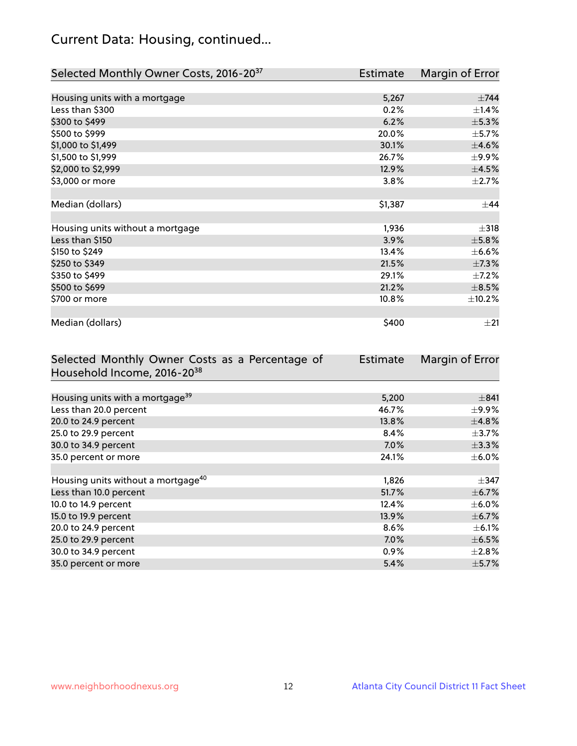# Current Data: Housing, continued...

| Selected Monthly Owner Costs, 2016-20[37] | Estimate | Margin of Error |
|---|---|---|
| Housing units with a mortgage | 5,267 | ±744 |
| Less than $300 | 0.2% | ±1.4% |
| $300 to $499 | 6.2% | ±5.3% |
| $500 to $999 | 20.0% | ±5.7% |
| $1,000 to $1,499 | 30.1% | ±4.6% |
| $1,500 to $1,999 | 26.7% | ±9.9% |
| $2,000 to $2,999 | 12.9% | ±4.5% |
| $3,000 or more | 3.8% | ±2.7% |
| | | |
| Median (dollars) | $1,387 | ±44 |
| | | |
| Housing units without a mortgage | 1,936 | ±318 |
| Less than $150 | 3.9% | ±5.8% |
| $150 to $249 | 13.4% | ±6.6% |
| $250 to $349 | 21.5% | ±7.3% |
| $350 to $499 | 29.1% | ±7.2% |
| $500 to $699 | 21.2% | ±8.5% |
| $700 or more | 10.8% | ±10.2% |
| | | |
| Median (dollars) | $400 | ±21 |

| Selected Monthly Owner Costs as a Percentage of Household Income, 2016-20[38] | Estimate | Margin of Error |
|---|---|---|
| Housing units with a mortgage[39] | 5,200 | ±841 |
| Less than 20.0 percent | 46.7% | ±9.9% |
| 20.0 to 24.9 percent | 13.8% | ±4.8% |
| 25.0 to 29.9 percent | 8.4% | ±3.7% |
| 30.0 to 34.9 percent | 7.0% | ±3.3% |
| 35.0 percent or more | 24.1% | ±6.0% |
| | | |
| Housing units without a mortgage[40] | 1,826 | ±347 |
| Less than 10.0 percent | 51.7% | ±6.7% |
| 10.0 to 14.9 percent | 12.4% | ±6.0% |
| 15.0 to 19.9 percent | 13.9% | ±6.7% |
| 20.0 to 24.9 percent | 8.6% | ±6.1% |
| 25.0 to 29.9 percent | 7.0% | ±6.5% |
| 30.0 to 34.9 percent | 0.9% | ±2.8% |
| 35.0 percent or more | 5.4% | ±5.7% |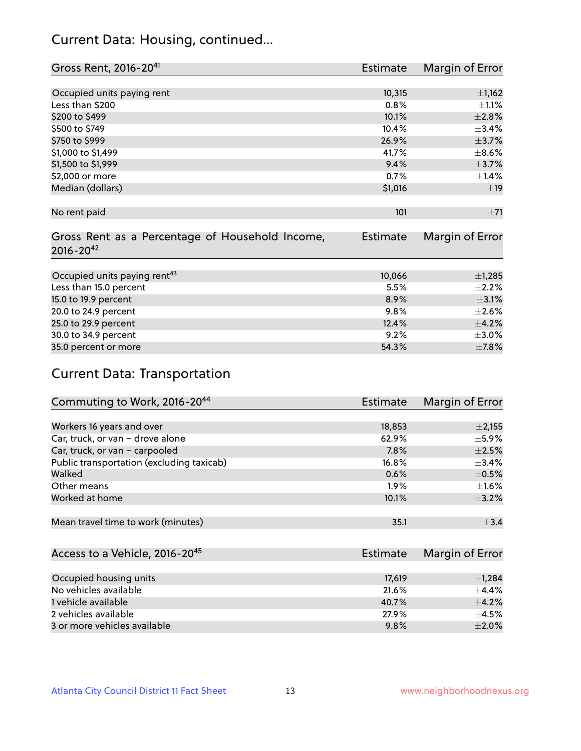## Current Data: Housing, continued...

| Gross Rent, 2016-20[41] | Estimate | Margin of Error |
|---|---|---|
| Occupied units paying rent | 10,315 | ±1,162 |
| Less than $200 | 0.8% | ±1.1% |
| $200 to $499 | 10.1% | ±2.8% |
| $500 to $749 | 10.4% | ±3.4% |
| $750 to $999 | 26.9% | ±3.7% |
| $1,000 to $1,499 | 41.7% | ±8.6% |
| $1,500 to $1,999 | 9.4% | ±3.7% |
| $2,000 or more | 0.7% | ±1.4% |
| Median (dollars) | $1,016 | ±19 |
| No rent paid | 101 | ±71 |

| Gross Rent as a Percentage of Household Income, 2016-20[42] | Estimate | Margin of Error |
|---|---|---|
| Occupied units paying rent[43] | 10,066 | ±1,285 |
| Less than 15.0 percent | 5.5% | ±2.2% |
| 15.0 to 19.9 percent | 8.9% | ±3.1% |
| 20.0 to 24.9 percent | 9.8% | ±2.6% |
| 25.0 to 29.9 percent | 12.4% | ±4.2% |
| 30.0 to 34.9 percent | 9.2% | ±3.0% |
| 35.0 percent or more | 54.3% | ±7.8% |

## Current Data: Transportation

| Commuting to Work, 2016-20[44] | Estimate | Margin of Error |
|---|---|---|
| Workers 16 years and over | 18,853 | ±2,155 |
| Car, truck, or van – drove alone | 62.9% | ±5.9% |
| Car, truck, or van – carpooled | 7.8% | ±2.5% |
| Public transportation (excluding taxicab) | 16.8% | ±3.4% |
| Walked | 0.6% | ±0.5% |
| Other means | 1.9% | ±1.6% |
| Worked at home | 10.1% | ±3.2% |
| Mean travel time to work (minutes) | 35.1 | ±3.4 |

| Access to a Vehicle, 2016-20[45] | Estimate | Margin of Error |
|---|---|---|
| Occupied housing units | 17,619 | ±1,284 |
| No vehicles available | 21.6% | ±4.4% |
| 1 vehicle available | 40.7% | ±4.2% |
| 2 vehicles available | 27.9% | ±4.5% |
| 3 or more vehicles available | 9.8% | ±2.0% |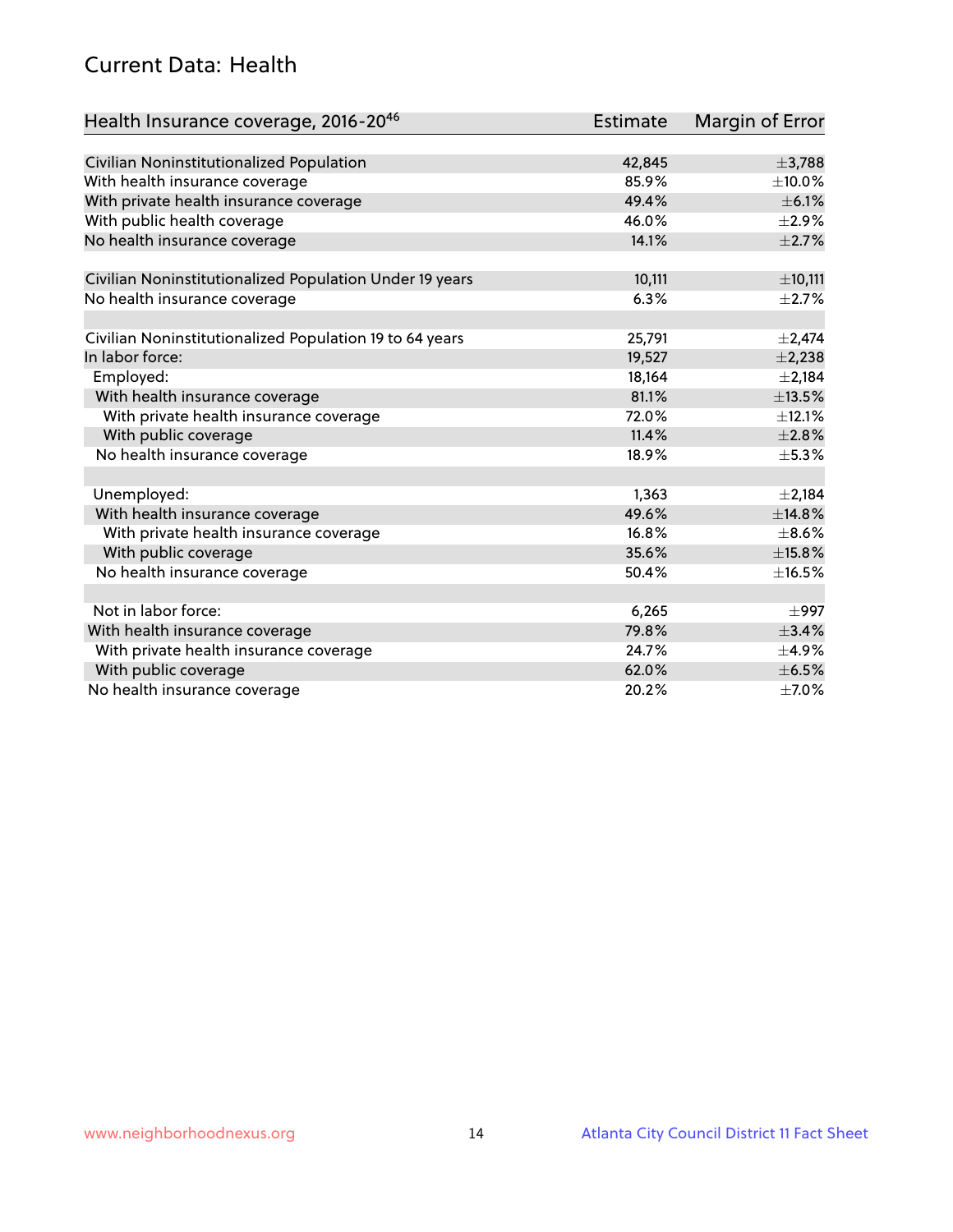## Current Data: Health

| Health Insurance coverage, 2016-20[46] | Estimate | Margin of Error |
|---|---|---|
| Civilian Noninstitutionalized Population | 42,845 | ±3,788 |
| With health insurance coverage | 85.9% | ±10.0% |
| With private health insurance coverage | 49.4% | ±6.1% |
| With public health coverage | 46.0% | ±2.9% |
| No health insurance coverage | 14.1% | ±2.7% |
| | | |
| Civilian Noninstitutionalized Population Under 19 years | 10,111 | ±10,111 |
| No health insurance coverage | 6.3% | ±2.7% |
| | | |
| Civilian Noninstitutionalized Population 19 to 64 years | 25,791 | ±2,474 |
| In labor force: | 19,527 | ±2,238 |
| Employed: | 18,164 | ±2,184 |
| With health insurance coverage | 81.1% | ±13.5% |
| With private health insurance coverage | 72.0% | ±12.1% |
| With public coverage | 11.4% | ±2.8% |
| No health insurance coverage | 18.9% | ±5.3% |
| | | |
| Unemployed: | 1,363 | ±2,184 |
| With health insurance coverage | 49.6% | ±14.8% |
| With private health insurance coverage | 16.8% | ±8.6% |
| With public coverage | 35.6% | ±15.8% |
| No health insurance coverage | 50.4% | ±16.5% |
| | | |
| Not in labor force: | 6,265 | ±997 |
| With health insurance coverage | 79.8% | ±3.4% |
| With private health insurance coverage | 24.7% | ±4.9% |
| With public coverage | 62.0% | ±6.5% |
| No health insurance coverage | 20.2% | ±7.0% |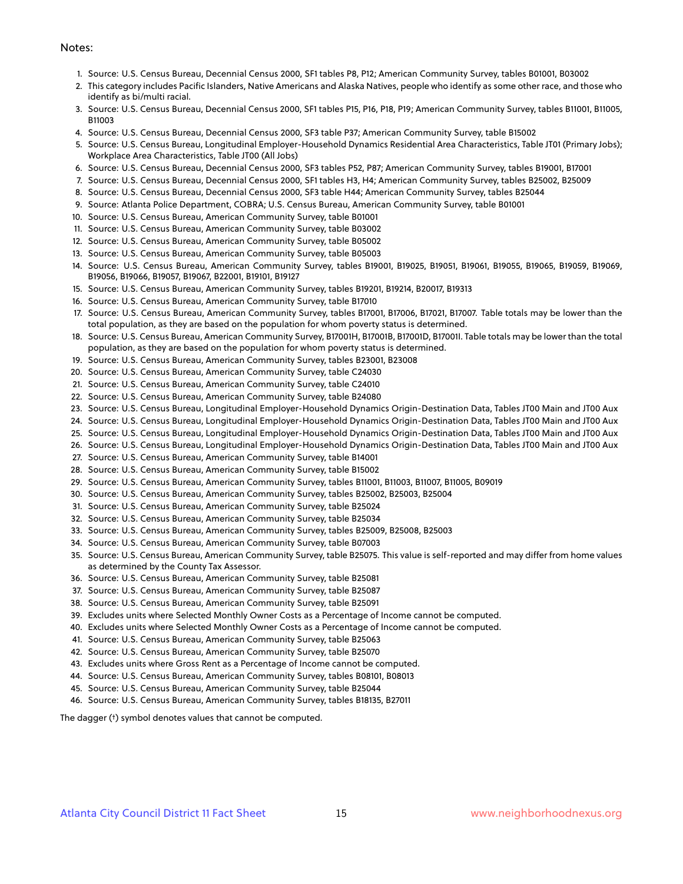Notes:

1. Source: U.S. Census Bureau, Decennial Census 2000, SF1 tables P8, P12; American Community Survey, tables B01001, B03002
2. This category includes Pacific Islanders, Native Americans and Alaska Natives, people who identify as some other race, and those who identify as bi/multi racial.
3. Source: U.S. Census Bureau, Decennial Census 2000, SF1 tables P15, P16, P18, P19; American Community Survey, tables B11001, B11005, B11003
4. Source: U.S. Census Bureau, Decennial Census 2000, SF3 table P37; American Community Survey, table B15002
5. Source: U.S. Census Bureau, Longitudinal Employer-Household Dynamics Residential Area Characteristics, Table JT01 (Primary Jobs); Workplace Area Characteristics, Table JT00 (All Jobs)
6. Source: U.S. Census Bureau, Decennial Census 2000, SF3 tables P52, P87; American Community Survey, tables B19001, B17001
7. Source: U.S. Census Bureau, Decennial Census 2000, SF1 tables H3, H4; American Community Survey, tables B25002, B25009
8. Source: U.S. Census Bureau, Decennial Census 2000, SF3 table H44; American Community Survey, tables B25044
9. Source: Atlanta Police Department, COBRA; U.S. Census Bureau, American Community Survey, table B01001
10. Source: U.S. Census Bureau, American Community Survey, table B01001
11. Source: U.S. Census Bureau, American Community Survey, table B03002
12. Source: U.S. Census Bureau, American Community Survey, table B05002
13. Source: U.S. Census Bureau, American Community Survey, table B05003
14. Source: U.S. Census Bureau, American Community Survey, tables B19001, B19025, B19051, B19061, B19055, B19065, B19059, B19069, B19056, B19066, B19057, B19067, B22001, B19101, B19127
15. Source: U.S. Census Bureau, American Community Survey, tables B19201, B19214, B20017, B19313
16. Source: U.S. Census Bureau, American Community Survey, table B17010
17. Source: U.S. Census Bureau, American Community Survey, tables B17001, B17006, B17021, B17007. Table totals may be lower than the total population, as they are based on the population for whom poverty status is determined.
18. Source: U.S. Census Bureau, American Community Survey, B17001H, B17001B, B17001D, B17001I. Table totals may be lower than the total population, as they are based on the population for whom poverty status is determined.
19. Source: U.S. Census Bureau, American Community Survey, tables B23001, B23008
20. Source: U.S. Census Bureau, American Community Survey, table C24030
21. Source: U.S. Census Bureau, American Community Survey, table C24010
22. Source: U.S. Census Bureau, American Community Survey, table B24080
23. Source: U.S. Census Bureau, Longitudinal Employer-Household Dynamics Origin-Destination Data, Tables JT00 Main and JT00 Aux
24. Source: U.S. Census Bureau, Longitudinal Employer-Household Dynamics Origin-Destination Data, Tables JT00 Main and JT00 Aux
25. Source: U.S. Census Bureau, Longitudinal Employer-Household Dynamics Origin-Destination Data, Tables JT00 Main and JT00 Aux
26. Source: U.S. Census Bureau, Longitudinal Employer-Household Dynamics Origin-Destination Data, Tables JT00 Main and JT00 Aux
27. Source: U.S. Census Bureau, American Community Survey, table B14001
28. Source: U.S. Census Bureau, American Community Survey, table B15002
29. Source: U.S. Census Bureau, American Community Survey, tables B11001, B11003, B11007, B11005, B09019
30. Source: U.S. Census Bureau, American Community Survey, tables B25002, B25003, B25004
31. Source: U.S. Census Bureau, American Community Survey, table B25024
32. Source: U.S. Census Bureau, American Community Survey, table B25034
33. Source: U.S. Census Bureau, American Community Survey, tables B25009, B25008, B25003
34. Source: U.S. Census Bureau, American Community Survey, table B07003
35. Source: U.S. Census Bureau, American Community Survey, table B25075. This value is self-reported and may differ from home values as determined by the County Tax Assessor.
36. Source: U.S. Census Bureau, American Community Survey, table B25081
37. Source: U.S. Census Bureau, American Community Survey, table B25087
38. Source: U.S. Census Bureau, American Community Survey, table B25091
39. Excludes units where Selected Monthly Owner Costs as a Percentage of Income cannot be computed.
40. Excludes units where Selected Monthly Owner Costs as a Percentage of Income cannot be computed.
41. Source: U.S. Census Bureau, American Community Survey, table B25063
42. Source: U.S. Census Bureau, American Community Survey, table B25070
43. Excludes units where Gross Rent as a Percentage of Income cannot be computed.
44. Source: U.S. Census Bureau, American Community Survey, tables B08101, B08013
45. Source: U.S. Census Bureau, American Community Survey, table B25044
46. Source: U.S. Census Bureau, American Community Survey, tables B18135, B27011

The dagger (†) symbol denotes values that cannot be computed.